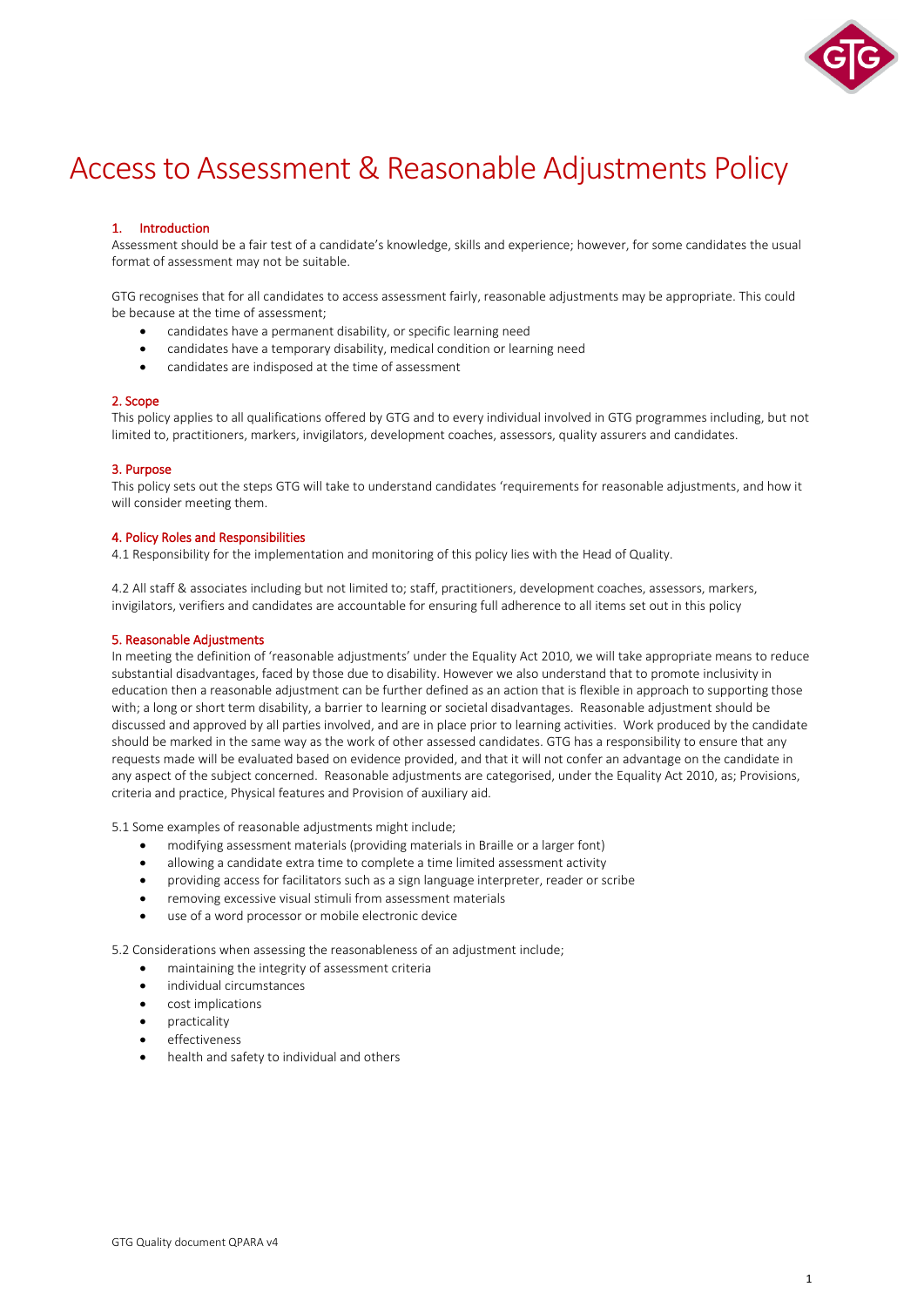# Access to Assessment & Reasonable Adjustments Policy

## 1. Introduction

Assessment should be a fair test of a candidate's knowledge, skills and experience; however, for some candidates the usual format of assessment may not be suitable.

GTG recognises that for all candidates to access assessment fairly, reasonable adjustments may be appropriate. This could be because at the time of assessment;

- candidates have a permanent disability, or specific learning need
- candidates have a temporary disability, medical condition or learning need
- candidates are indisposed at the time of assessment

## 2. Scope

This policy applies to all qualifications offered by GTG and to every individual involved in GTG programmes including, but not limited to, practitioners, markers, invigilators, development coaches, assessors, quality assurers and candidates.

## 3. Purpose

This policy sets out the steps GTG will take to understand candidates 'requirements for reasonable adjustments, and how it will consider meeting them.

## 4. Policy Roles and Responsibilities

4.1 Responsibility for the implementation and monitoring of this policy lies with the Head of Quality.

4.2 All staff & associates including but not limited to; staff, practitioners, development coaches, assessors, markers, invigilators, verifiers and candidates are accountable for ensuring full adherence to all items set out in this policy

## 5. Reasonable Adjustments

In meeting the definition of 'reasonable adjustments' under the Equality Act 2010, we will take appropriate means to reduce substantial disadvantages, faced by those due to disability. However we also understand that to promote inclusivity in education then a reasonable adjustment can be further defined as an action that is flexible in approach to supporting those with; a long or short term disability, a barrier to learning or societal disadvantages. Reasonable adjustment should be discussed and approved by all parties involved, and are in place prior to learning activities. Work produced by the candidate should be marked in the same way as the work of other assessed candidates. GTG has a responsibility to ensure that any requests made will be evaluated based on evidence provided, and that it will not confer an advantage on the candidate in any aspect of the subject concerned. Reasonable adjustments are categorised, under the Equality Act 2010, as; Provisions, criteria and practice, Physical features and Provision of auxiliary aid.

5.1 Some examples of reasonable adjustments might include;

- modifying assessment materials (providing materials in Braille or a larger font)
- allowing a candidate extra time to complete a time limited assessment activity
- providing access for facilitators such as a sign language interpreter, reader or scribe
- removing excessive visual stimuli from assessment materials
- use of a word processor or mobile electronic device

5.2 Considerations when assessing the reasonableness of an adjustment include;

- maintaining the integrity of assessment criteria
- individual circumstances
- cost implications
- practicality
- effectiveness
- health and safety to individual and others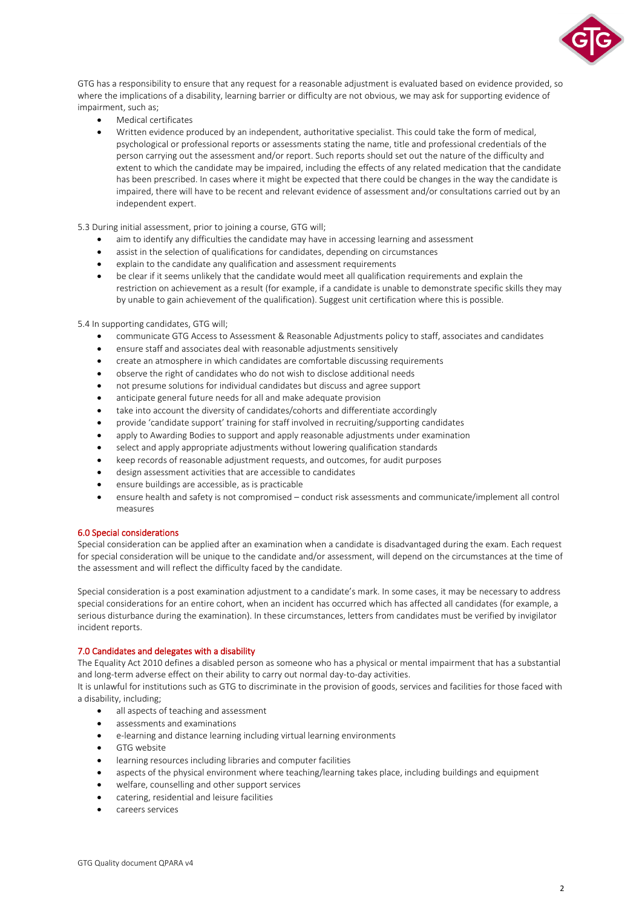GTG has a responsibility to ensure that any request for a reasonable adjustment is evaluated based on evidence provided, so where the implications of a disability, learning barrier or difficulty are not obvious, we may ask for supporting evidence of impairment, such as;

- Medical certificates
- Written evidence produced by an independent, authoritative specialist. This could take the form of medical, psychological or professional reports or assessments stating the name, title and professional credentials of the person carrying out the assessment and/or report. Such reports should set out the nature of the difficulty and extent to which the candidate may be impaired, including the effects of any related medication that the candidate has been prescribed. In cases where it might be expected that there could be changes in the way the candidate is impaired, there will have to be recent and relevant evidence of assessment and/or consultations carried out by an independent expert.

5.3 During initial assessment, prior to joining a course, GTG will;

- aim to identify any difficulties the candidate may have in accessing learning and assessment
- assist in the selection of qualifications for candidates, depending on circumstances
- explain to the candidate any qualification and assessment requirements
- be clear if it seems unlikely that the candidate would meet all qualification requirements and explain the restriction on achievement as a result (for example, if a candidate is unable to demonstrate specific skills they may by unable to gain achievement of the qualification). Suggest unit certification where this is possible.

5.4 In supporting candidates, GTG will;

- communicate GTG Access to Assessment & Reasonable Adjustments policy to staff, associates and candidates
- ensure staff and associates deal with reasonable adjustments sensitively
- create an atmosphere in which candidates are comfortable discussing requirements
- observe the right of candidates who do not wish to disclose additional needs
- not presume solutions for individual candidates but discuss and agree support
- anticipate general future needs for all and make adequate provision
- take into account the diversity of candidates/cohorts and differentiate accordingly
- provide 'candidate support' training for staff involved in recruiting/supporting candidates
- apply to Awarding Bodies to support and apply reasonable adjustments under examination
- select and apply appropriate adjustments without lowering qualification standards
- keep records of reasonable adjustment requests, and outcomes, for audit purposes
- design assessment activities that are accessible to candidates
- ensure buildings are accessible, as is practicable
- ensure health and safety is not compromised – conduct risk assessments and communicate/implement all control measures

## 6.0 Special considerations

Special consideration can be applied after an examination when a candidate is disadvantaged during the exam. Each request for special consideration will be unique to the candidate and/or assessment, will depend on the circumstances at the time of the assessment and will reflect the difficulty faced by the candidate.

Special consideration is a post examination adjustment to a candidate's mark. In some cases, it may be necessary to address special considerations for an entire cohort, when an incident has occurred which has affected all candidates (for example, a serious disturbance during the examination). In these circumstances, letters from candidates must be verified by invigilator incident reports.

## 7.0 Candidates and delegates with a disability

The Equality Act 2010 defines a disabled person as someone who has a physical or mental impairment that has a substantial and long-term adverse effect on their ability to carry out normal day-to-day activities.
It is unlawful for institutions such as GTG to discriminate in the provision of goods, services and facilities for those faced with a disability, including;

- all aspects of teaching and assessment
- assessments and examinations
- e-learning and distance learning including virtual learning environments
- GTG website
- learning resources including libraries and computer facilities
- aspects of the physical environment where teaching/learning takes place, including buildings and equipment
- welfare, counselling and other support services
- catering, residential and leisure facilities
- careers services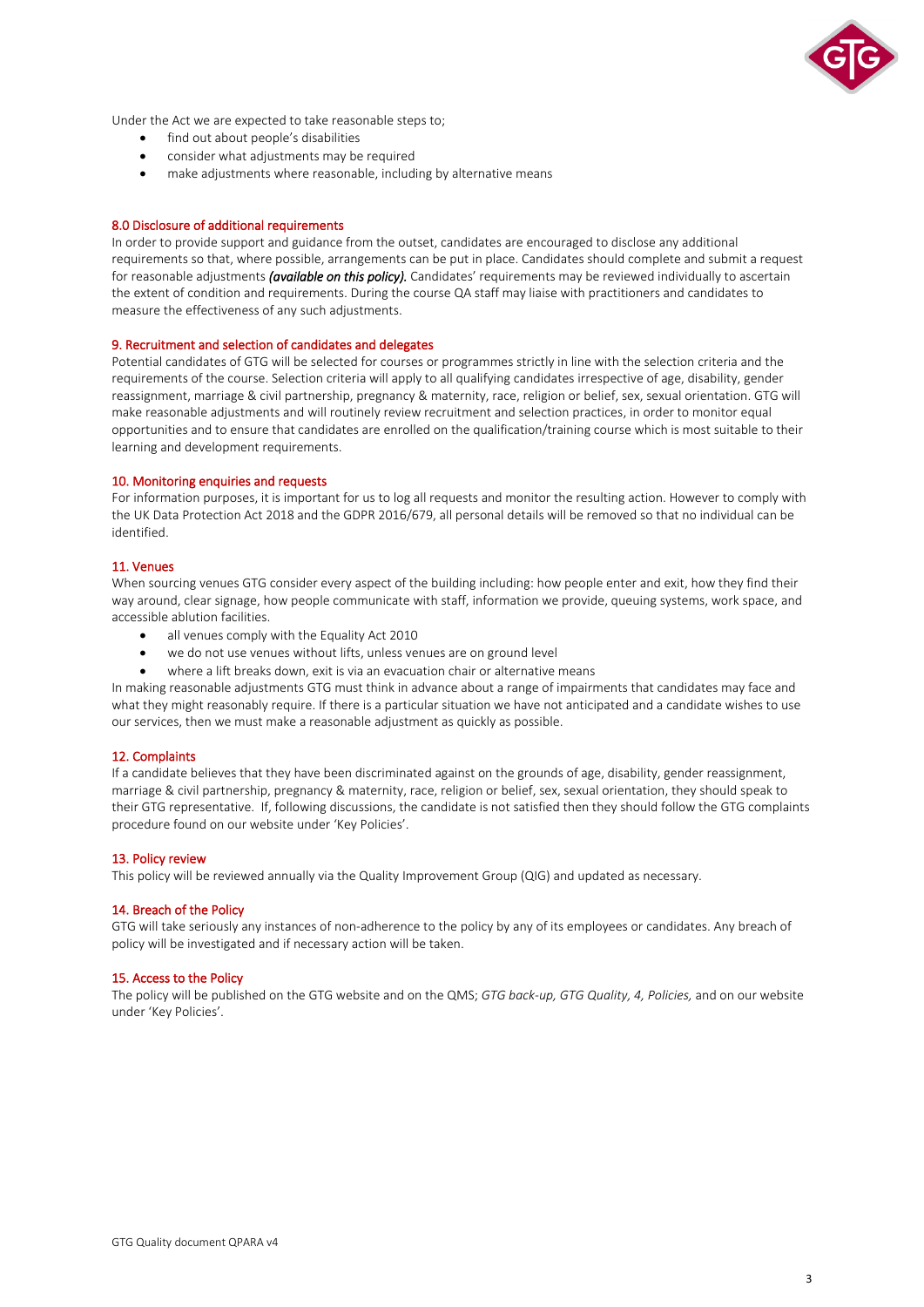Under the Act we are expected to take reasonable steps to;

- find out about people's disabilities
- consider what adjustments may be required
- make adjustments where reasonable, including by alternative means

## 8.0 Disclosure of additional requirements

In order to provide support and guidance from the outset, candidates are encouraged to disclose any additional requirements so that, where possible, arrangements can be put in place. Candidates should complete and submit a request for reasonable adjustments ***(available on this policy).*** Candidates' requirements may be reviewed individually to ascertain the extent of condition and requirements. During the course QA staff may liaise with practitioners and candidates to measure the effectiveness of any such adjustments.

## 9. Recruitment and selection of candidates and delegates

Potential candidates of GTG will be selected for courses or programmes strictly in line with the selection criteria and the requirements of the course. Selection criteria will apply to all qualifying candidates irrespective of age, disability, gender reassignment, marriage & civil partnership, pregnancy & maternity, race, religion or belief, sex, sexual orientation. GTG will make reasonable adjustments and will routinely review recruitment and selection practices, in order to monitor equal opportunities and to ensure that candidates are enrolled on the qualification/training course which is most suitable to their learning and development requirements.

## 10. Monitoring enquiries and requests

For information purposes, it is important for us to log all requests and monitor the resulting action. However to comply with the UK Data Protection Act 2018 and the GDPR 2016/679, all personal details will be removed so that no individual can be identified.

## 11. Venues

When sourcing venues GTG consider every aspect of the building including: how people enter and exit, how they find their way around, clear signage, how people communicate with staff, information we provide, queuing systems, work space, and accessible ablution facilities.

- all venues comply with the Equality Act 2010
- we do not use venues without lifts, unless venues are on ground level
- where a lift breaks down, exit is via an evacuation chair or alternative means

In making reasonable adjustments GTG must think in advance about a range of impairments that candidates may face and what they might reasonably require. If there is a particular situation we have not anticipated and a candidate wishes to use our services, then we must make a reasonable adjustment as quickly as possible.

## 12. Complaints

If a candidate believes that they have been discriminated against on the grounds of age, disability, gender reassignment, marriage & civil partnership, pregnancy & maternity, race, religion or belief, sex, sexual orientation, they should speak to their GTG representative. If, following discussions, the candidate is not satisfied then they should follow the GTG complaints procedure found on our website under 'Key Policies'.

## 13. Policy review

This policy will be reviewed annually via the Quality Improvement Group (QIG) and updated as necessary.

## 14. Breach of the Policy

GTG will take seriously any instances of non-adherence to the policy by any of its employees or candidates. Any breach of policy will be investigated and if necessary action will be taken.

## 15. Access to the Policy

The policy will be published on the GTG website and on the QMS; *GTG back-up, GTG Quality, 4, Policies,* and on our website under 'Key Policies'.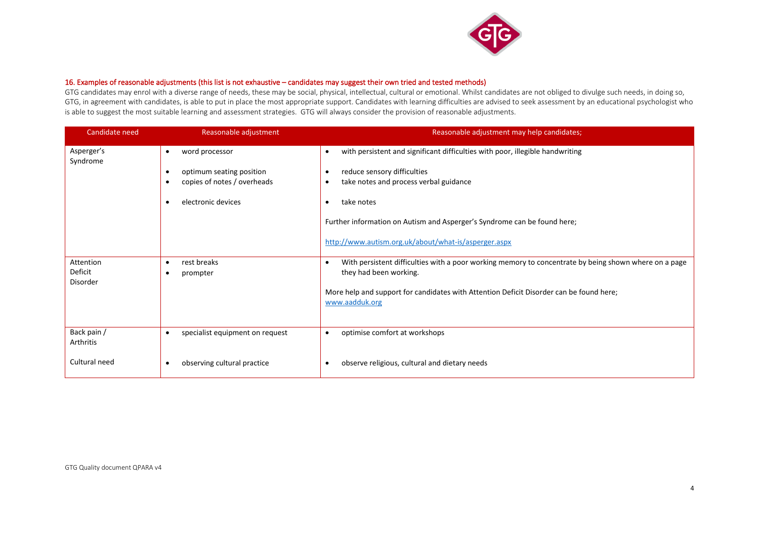## 16. Examples of reasonable adjustments (this list is not exhaustive – candidates may suggest their own tried and tested methods)

GTG candidates may enrol with a diverse range of needs, these may be social, physical, intellectual, cultural or emotional. Whilst candidates are not obliged to divulge such needs, in doing so, GTG, in agreement with candidates, is able to put in place the most appropriate support. Candidates with learning difficulties are advised to seek assessment by an educational psychologist who is able to suggest the most suitable learning and assessment strategies. GTG will always consider the provision of reasonable adjustments.

| Candidate need | Reasonable adjustment | Reasonable adjustment may help candidates; |
|---|---|---|
| Asperger's Syndrome | • word processor<br>• optimum seating position<br>• copies of notes / overheads<br>• electronic devices | • with persistent and significant difficulties with poor, illegible handwriting<br>• reduce sensory difficulties<br>• take notes and process verbal guidance<br>• take notes<br><br>Further information on Autism and Asperger's Syndrome can be found here;<br><br>http://www.autism.org.uk/about/what-is/asperger.aspx |
| Attention Deficit Disorder | • rest breaks<br>• prompter | • With persistent difficulties with a poor working memory to concentrate by being shown where on a page they had been working.<br><br>More help and support for candidates with Attention Deficit Disorder can be found here;<br>www.aadduk.org |
| Back pain / Arthritis | • specialist equipment on request | • optimise comfort at workshops |
| Cultural need | • observing cultural practice | • observe religious, cultural and dietary needs |

GTG Quality document QPARA v4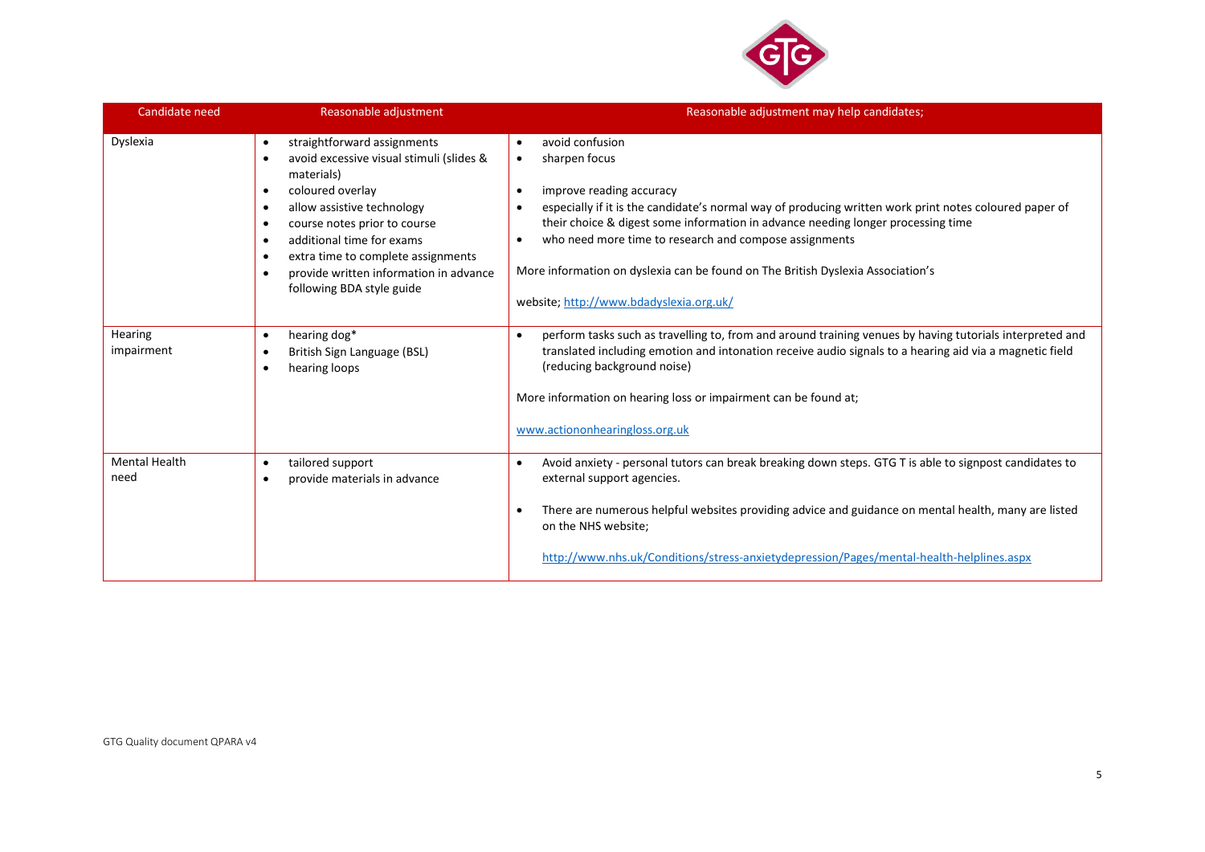| Candidate need | Reasonable adjustment | Reasonable adjustment may help candidates; |
|---|---|---|
| Dyslexia | • straightforward assignments<br>• avoid excessive visual stimuli (slides & materials)<br>• coloured overlay<br>• allow assistive technology<br>• course notes prior to course<br>• additional time for exams<br>• extra time to complete assignments<br>• provide written information in advance following BDA style guide | • avoid confusion<br>• sharpen focus<br>• improve reading accuracy<br>• especially if it is the candidate's normal way of producing written work print notes coloured paper of their choice & digest some information in advance needing longer processing time<br>• who need more time to research and compose assignments<br><br>More information on dyslexia can be found on The British Dyslexia Association's<br><br>website; http://www.bdadyslexia.org.uk/ |
| Hearing impairment | • hearing dog*<br>• British Sign Language (BSL)<br>• hearing loops | • perform tasks such as travelling to, from and around training venues by having tutorials interpreted and translated including emotion and intonation receive audio signals to a hearing aid via a magnetic field (reducing background noise)<br><br>More information on hearing loss or impairment can be found at;<br><br>www.actiononhearingloss.org.uk |
| Mental Health need | • tailored support<br>• provide materials in advance | • Avoid anxiety - personal tutors can break breaking down steps. GTG T is able to signpost candidates to external support agencies.<br>• There are numerous helpful websites providing advice and guidance on mental health, many are listed on the NHS website;<br><br>http://www.nhs.uk/Conditions/stress-anxietydepression/Pages/mental-health-helplines.aspx |

GTG Quality document QPARA v4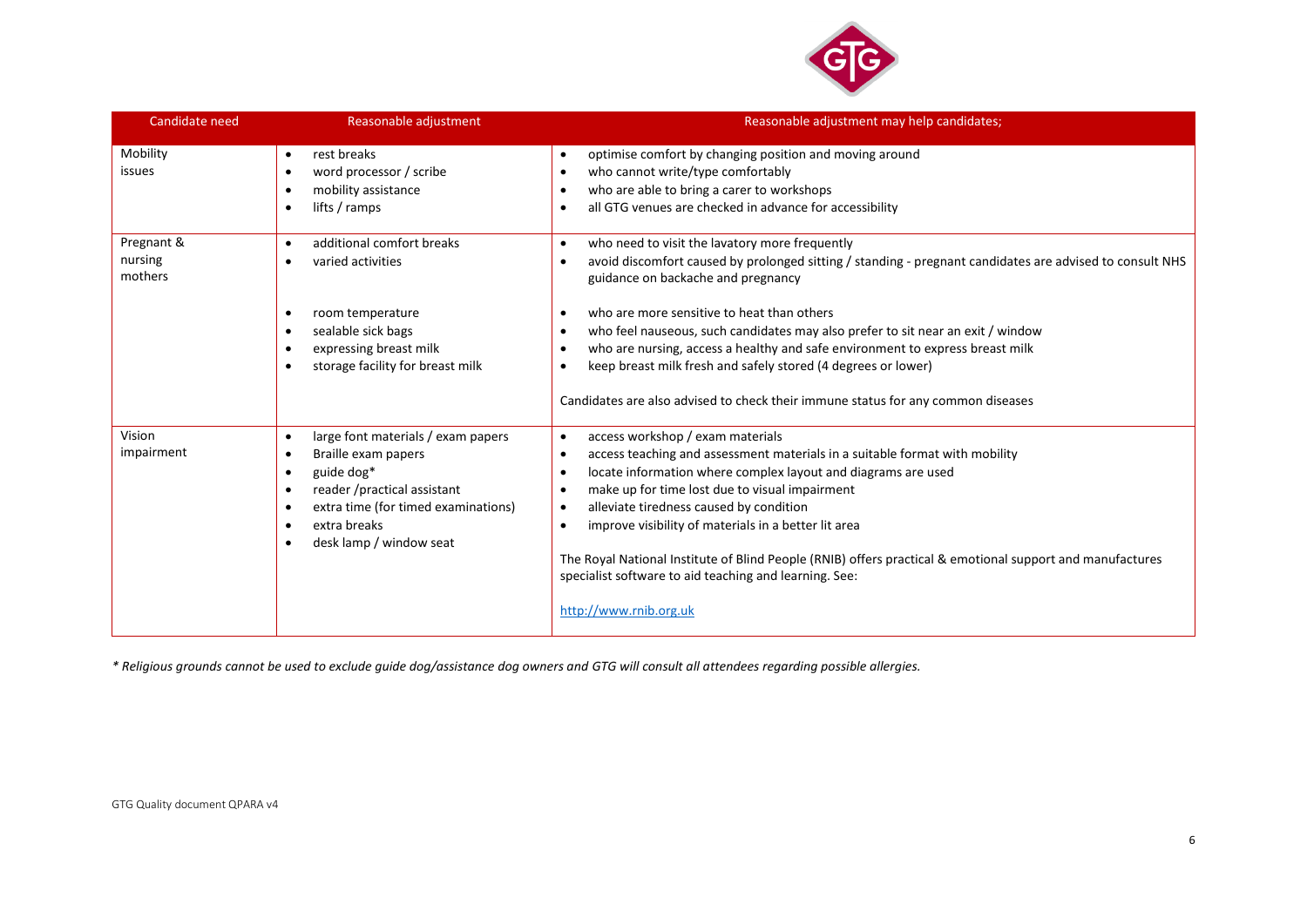| Candidate need | Reasonable adjustment | Reasonable adjustment may help candidates; |
|---|---|---|
| Mobility issues | • rest breaks<br>• word processor / scribe<br>• mobility assistance<br>• lifts / ramps | • optimise comfort by changing position and moving around<br>• who cannot write/type comfortably<br>• who are able to bring a carer to workshops<br>• all GTG venues are checked in advance for accessibility |
| Pregnant & nursing mothers | • additional comfort breaks<br>• varied activities<br><br>• room temperature<br>• sealable sick bags<br>• expressing breast milk<br>• storage facility for breast milk | • who need to visit the lavatory more frequently<br>• avoid discomfort caused by prolonged sitting / standing - pregnant candidates are advised to consult NHS guidance on backache and pregnancy<br><br>• who are more sensitive to heat than others<br>• who feel nauseous, such candidates may also prefer to sit near an exit / window<br>• who are nursing, access a healthy and safe environment to express breast milk<br>• keep breast milk fresh and safely stored (4 degrees or lower)<br><br>Candidates are also advised to check their immune status for any common diseases |
| Vision impairment | • large font materials / exam papers<br>• Braille exam papers<br>• guide dog*<br>• reader /practical assistant<br>• extra time (for timed examinations)<br>• extra breaks<br>• desk lamp / window seat | • access workshop / exam materials<br>• access teaching and assessment materials in a suitable format with mobility<br>• locate information where complex layout and diagrams are used<br>• make up for time lost due to visual impairment<br>• alleviate tiredness caused by condition<br>• improve visibility of materials in a better lit area<br><br>The Royal National Institute of Blind People (RNIB) offers practical & emotional support and manufactures specialist software to aid teaching and learning. See:<br><br>http://www.rnib.org.uk |

*\* Religious grounds cannot be used to exclude guide dog/assistance dog owners and GTG will consult all attendees regarding possible allergies.*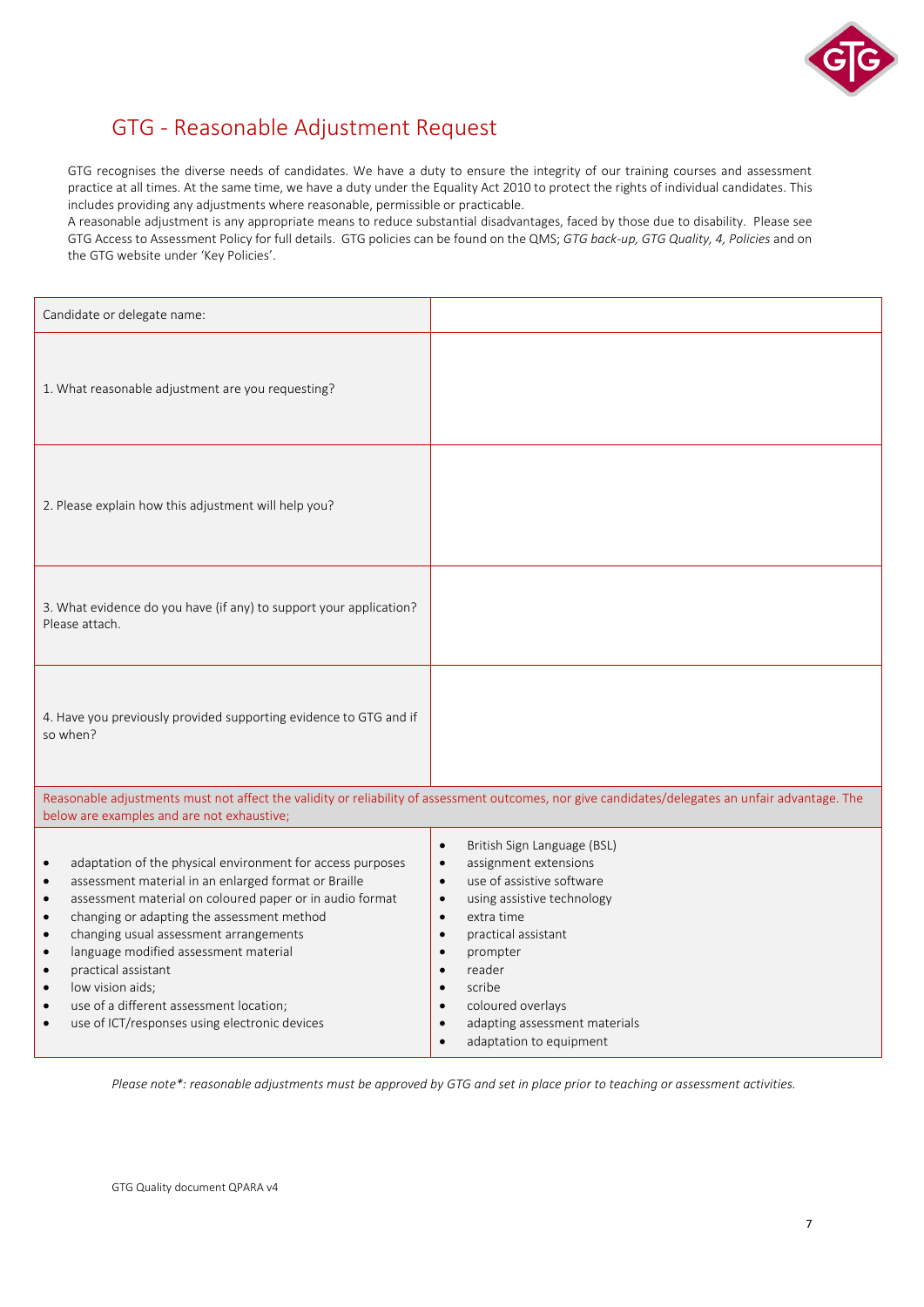# GTG - Reasonable Adjustment Request

GTG recognises the diverse needs of candidates. We have a duty to ensure the integrity of our training courses and assessment practice at all times. At the same time, we have a duty under the Equality Act 2010 to protect the rights of individual candidates. This includes providing any adjustments where reasonable, permissible or practicable.

A reasonable adjustment is any appropriate means to reduce substantial disadvantages, faced by those due to disability. Please see GTG Access to Assessment Policy for full details. GTG policies can be found on the QMS; *GTG back-up, GTG Quality, 4, Policies* and on the GTG website under 'Key Policies'.

| Candidate or delegate name: | |
|---|---|
| 1. What reasonable adjustment are you requesting? | |
| 2. Please explain how this adjustment will help you? | |
| 3. What evidence do you have (if any) to support your application? Please attach. | |
| 4. Have you previously provided supporting evidence to GTG and if so when? | |

Reasonable adjustments must not affect the validity or reliability of assessment outcomes, nor give candidates/delegates an unfair advantage. The below are examples and are not exhaustive;

- adaptation of the physical environment for access purposes
- assessment material in an enlarged format or Braille
- assessment material on coloured paper or in audio format
- changing or adapting the assessment method
- changing usual assessment arrangements
- language modified assessment material
- practical assistant
- low vision aids;
- use of a different assessment location;
- use of ICT/responses using electronic devices
- British Sign Language (BSL)
- assignment extensions
- use of assistive software
- using assistive technology
- extra time
- practical assistant
- prompter
- reader
- scribe
- coloured overlays
- adapting assessment materials
- adaptation to equipment

*Please note\*: reasonable adjustments must be approved by GTG and set in place prior to teaching or assessment activities.*

GTG Quality document QPARA v4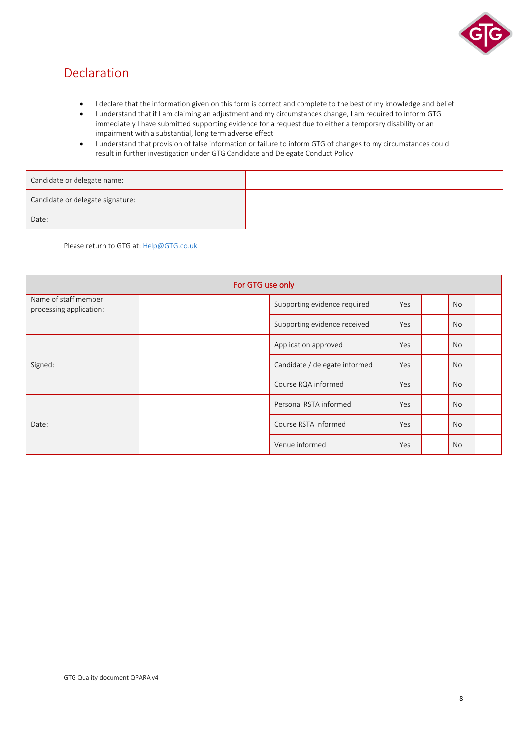# Declaration

- I declare that the information given on this form is correct and complete to the best of my knowledge and belief
- I understand that if I am claiming an adjustment and my circumstances change, I am required to inform GTG immediately I have submitted supporting evidence for a request due to either a temporary disability or an impairment with a substantial, long term adverse effect
- I understand that provision of false information or failure to inform GTG of changes to my circumstances could result in further investigation under GTG Candidate and Delegate Conduct Policy

| Candidate or delegate name: | |
|---|---|
| Candidate or delegate signature: | |
| Date: | |

Please return to GTG at: Help@GTG.co.uk

| For GTG use only | | | | | | |
|---|---|---|---|---|---|---|
| Name of staff member processing application: | | Supporting evidence required | Yes | | No | |
| | | Supporting evidence received | Yes | | No | |
| Signed: | | Application approved | Yes | | No | |
| | | Candidate / delegate informed | Yes | | No | |
| | | Course RQA informed | Yes | | No | |
| Date: | | Personal RSTA informed | Yes | | No | |
| | | Course RSTA informed | Yes | | No | |
| | | Venue informed | Yes | | No | |

GTG Quality document QPARA v4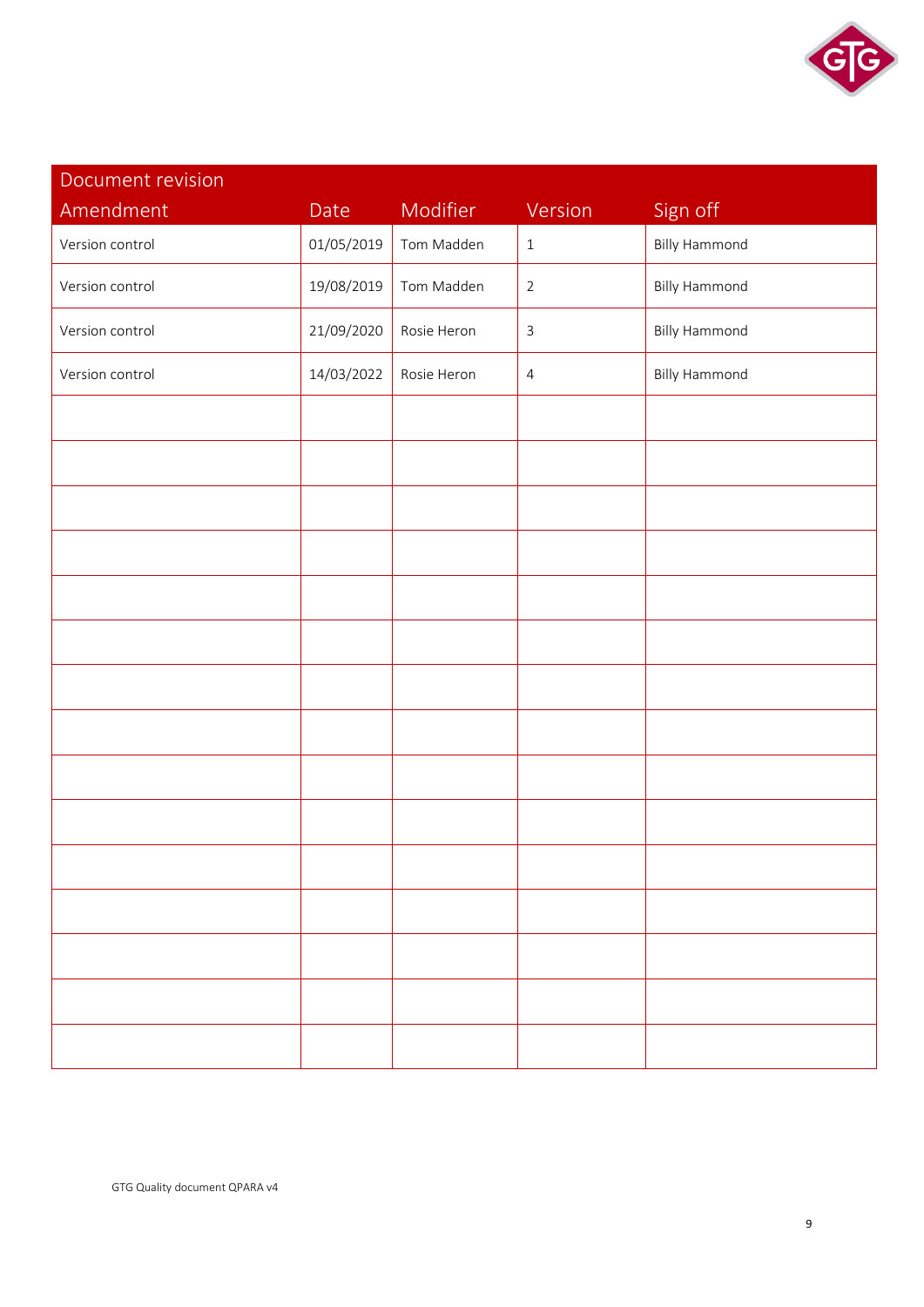| Document revision | | | | |
|---|---|---|---|---|
| Amendment | Date | Modifier | Version | Sign off |
| Version control | 01/05/2019 | Tom Madden | 1 | Billy Hammond |
| Version control | 19/08/2019 | Tom Madden | 2 | Billy Hammond |
| Version control | 21/09/2020 | Rosie Heron | 3 | Billy Hammond |
| Version control | 14/03/2022 | Rosie Heron | 4 | Billy Hammond |
| | | | | |
| | | | | |
| | | | | |
| | | | | |
| | | | | |
| | | | | |
| | | | | |
| | | | | |
| | | | | |
| | | | | |
| | | | | |
| | | | | |
| | | | | |
| | | | | |
| | | | | |

GTG Quality document QPARA v4